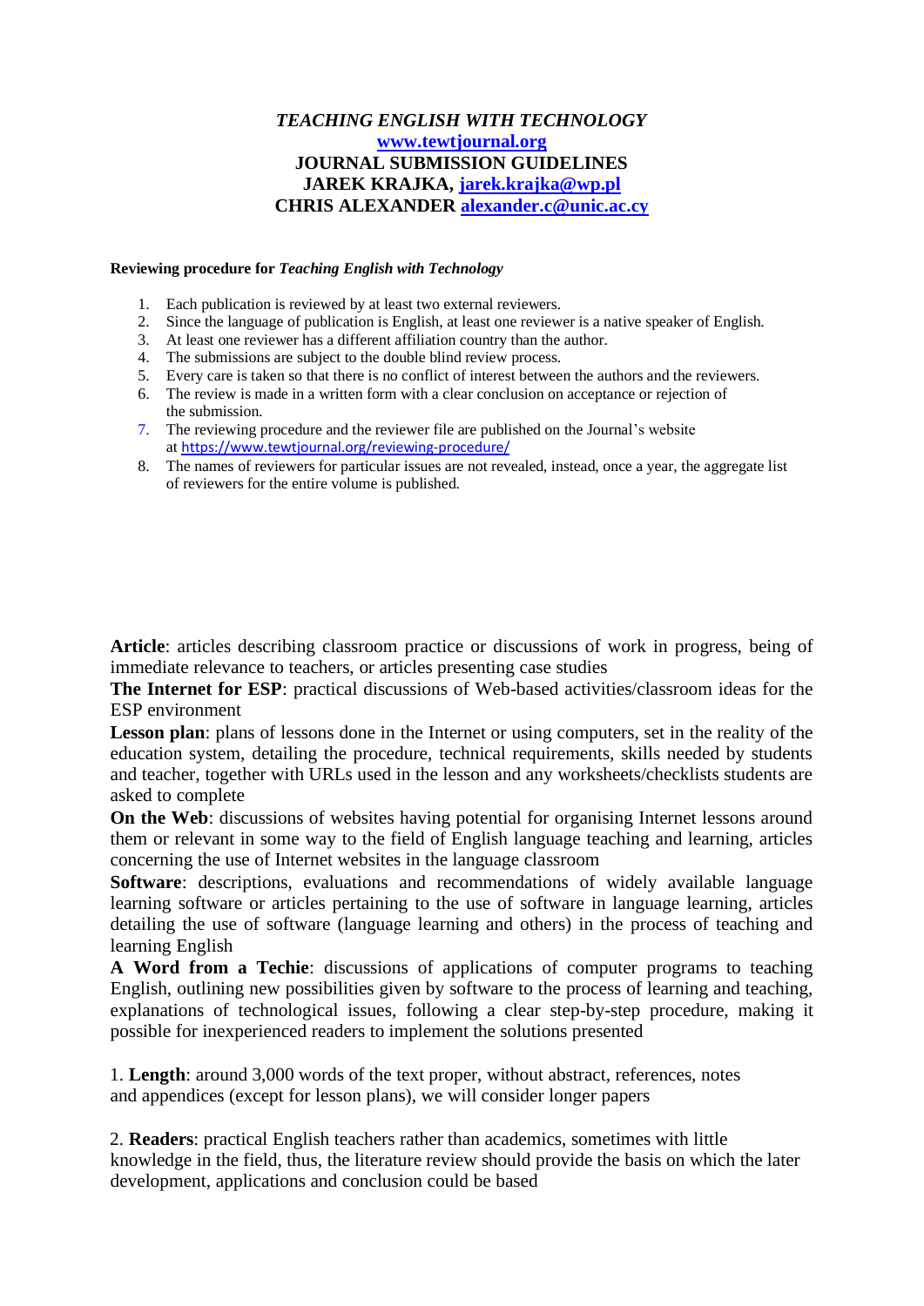# *TEACHING ENGLISH WITH TECHNOLOGY*

**www.tewtjournal.org**

**JOURNAL SUBMISSION GUIDELINES**

**JAREK KRAJKA, jarek.krajka@wp.pl**

**CHRIS ALEXANDER alexander.c@unic.ac.cy**

**Reviewing procedure for *Teaching English with Technology***

1. Each publication is reviewed by at least two external reviewers.
2. Since the language of publication is English, at least one reviewer is a native speaker of English.
3. At least one reviewer has a different affiliation country than the author.
4. The submissions are subject to the double blind review process.
5. Every care is taken so that there is no conflict of interest between the authors and the reviewers.
6. The review is made in a written form with a clear conclusion on acceptance or rejection of the submission.
7. The reviewing procedure and the reviewer file are published on the Journal's website at https://www.tewtjournal.org/reviewing-procedure/
8. The names of reviewers for particular issues are not revealed, instead, once a year, the aggregate list of reviewers for the entire volume is published.

**Article**: articles describing classroom practice or discussions of work in progress, being of immediate relevance to teachers, or articles presenting case studies

**The Internet for ESP**: practical discussions of Web-based activities/classroom ideas for the ESP environment

**Lesson plan**: plans of lessons done in the Internet or using computers, set in the reality of the education system, detailing the procedure, technical requirements, skills needed by students and teacher, together with URLs used in the lesson and any worksheets/checklists students are asked to complete

**On the Web**: discussions of websites having potential for organising Internet lessons around them or relevant in some way to the field of English language teaching and learning, articles concerning the use of Internet websites in the language classroom

**Software**: descriptions, evaluations and recommendations of widely available language learning software or articles pertaining to the use of software in language learning, articles detailing the use of software (language learning and others) in the process of teaching and learning English

**A Word from a Techie**: discussions of applications of computer programs to teaching English, outlining new possibilities given by software to the process of learning and teaching, explanations of technological issues, following a clear step-by-step procedure, making it possible for inexperienced readers to implement the solutions presented

1. **Length**: around 3,000 words of the text proper, without abstract, references, notes and appendices (except for lesson plans), we will consider longer papers

2. **Readers**: practical English teachers rather than academics, sometimes with little knowledge in the field, thus, the literature review should provide the basis on which the later development, applications and conclusion could be based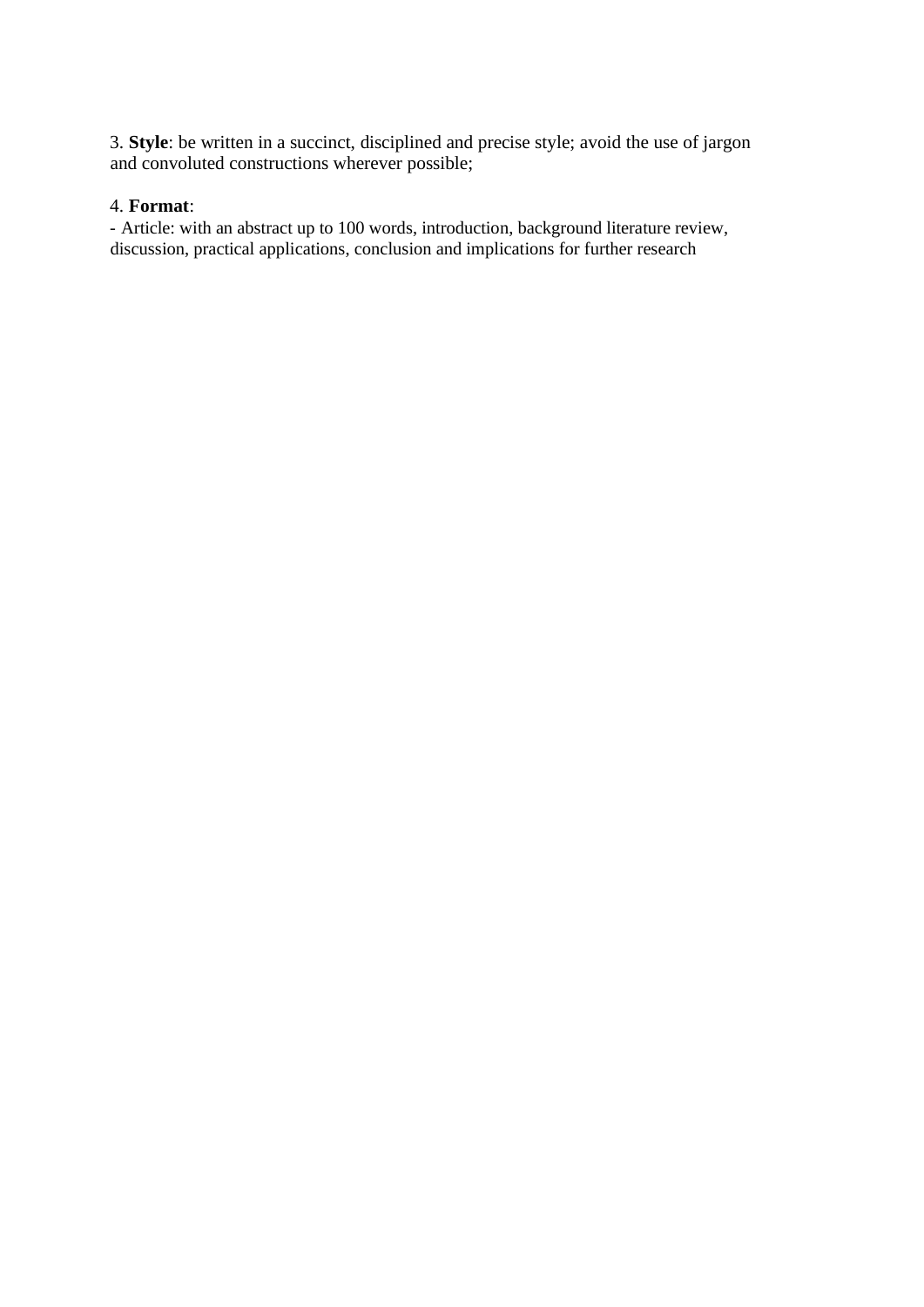3. **Style**: be written in a succinct, disciplined and precise style; avoid the use of jargon and convoluted constructions wherever possible;

4. **Format**:

- Article: with an abstract up to 100 words, introduction, background literature review, discussion, practical applications, conclusion and implications for further research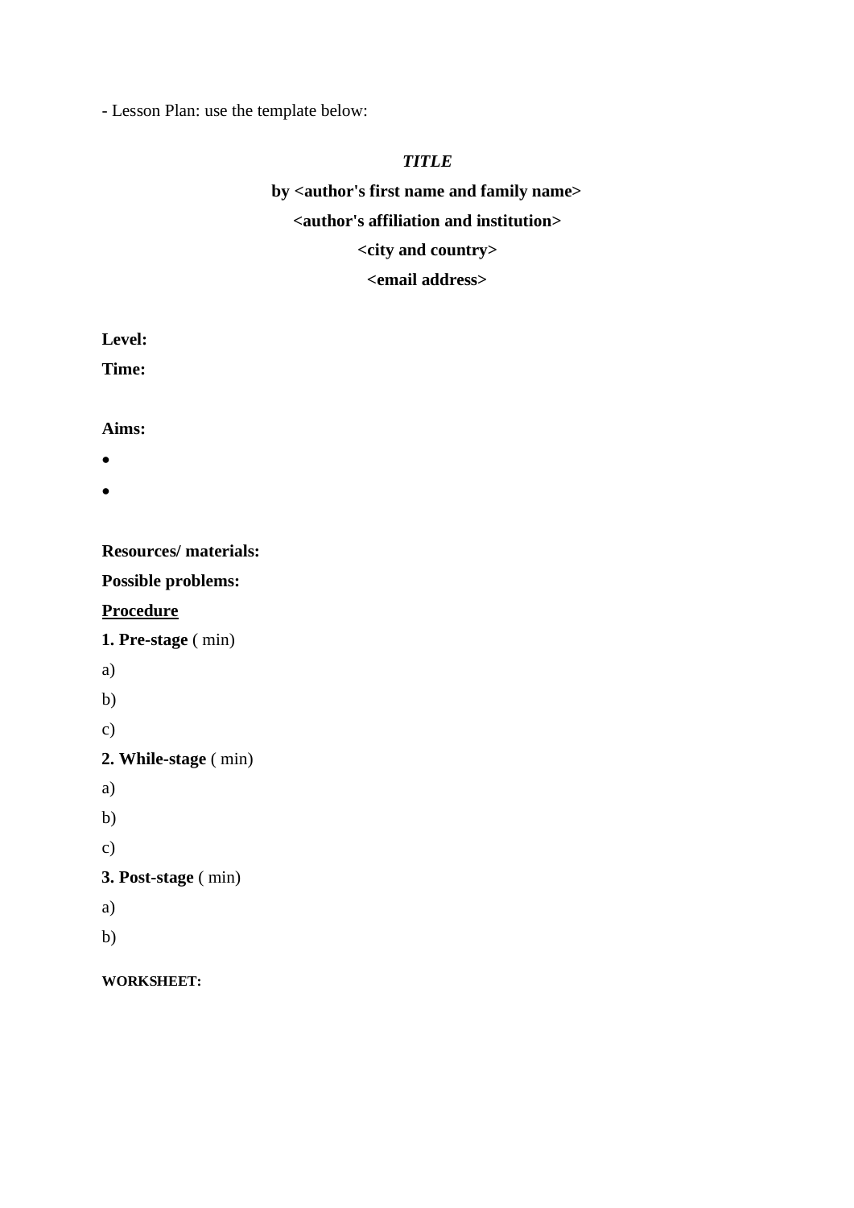- Lesson Plan: use the template below:

***TITLE***

**by <author's first name and family name>**

**<author's affiliation and institution>**

**<city and country>**

**<email address>**

**Level:**

**Time:**

**Aims:**

- 
- 

**Resources/ materials:**

**Possible problems:**

**<u>Procedure</u>**

**1. Pre-stage** ( min)

a)

b)

c)

**2. While-stage** ( min)

a)

b)

c)

**3. Post-stage** ( min)

a)

b)

**WORKSHEET:**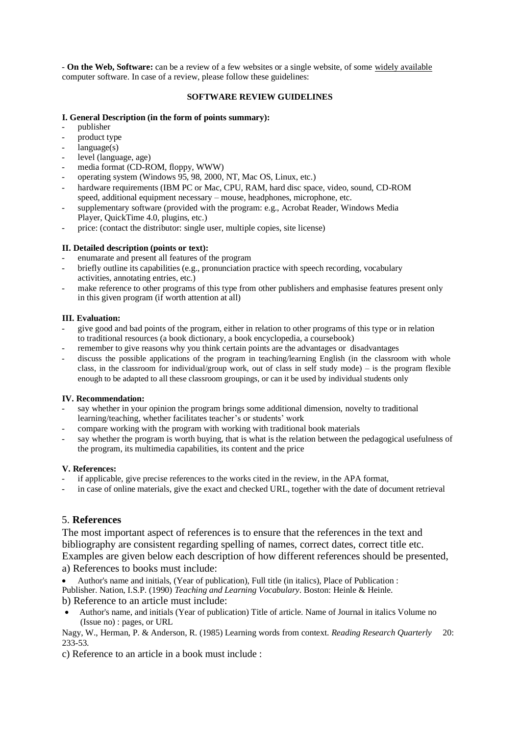- **On the Web, Software:** can be a review of a few websites or a single website, of some widely available computer software. In case of a review, please follow these guidelines:

**SOFTWARE REVIEW GUIDELINES**

**I. General Description (in the form of points summary):**

- publisher
- product type
- language(s)
- level (language, age)
- media format (CD-ROM, floppy, WWW)
- operating system (Windows 95, 98, 2000, NT, Mac OS, Linux, etc.)
- hardware requirements (IBM PC or Mac, CPU, RAM, hard disc space, video, sound, CD-ROM speed, additional equipment necessary – mouse, headphones, microphone, etc.
- supplementary software (provided with the program: e.g., Acrobat Reader, Windows Media Player, QuickTime 4.0, plugins, etc.)
- price: (contact the distributor: single user, multiple copies, site license)

**II. Detailed description (points or text):**

- enumarate and present all features of the program
- briefly outline its capabilities (e.g., pronunciation practice with speech recording, vocabulary activities, annotating entries, etc.)
- make reference to other programs of this type from other publishers and emphasise features present only in this given program (if worth attention at all)

**III. Evaluation:**

- give good and bad points of the program, either in relation to other programs of this type or in relation to traditional resources (a book dictionary, a book encyclopedia, a coursebook)
- remember to give reasons why you think certain points are the advantages or disadvantages
- discuss the possible applications of the program in teaching/learning English (in the classroom with whole class, in the classroom for individual/group work, out of class in self study mode) – is the program flexible enough to be adapted to all these classroom groupings, or can it be used by individual students only

**IV. Recommendation:**

- say whether in your opinion the program brings some additional dimension, novelty to traditional learning/teaching, whether facilitates teacher's or students' work
- compare working with the program with working with traditional book materials
- say whether the program is worth buying, that is what is the relation between the pedagogical usefulness of the program, its multimedia capabilities, its content and the price

**V. References:**

- if applicable, give precise references to the works cited in the review, in the APA format,
- in case of online materials, give the exact and checked URL, together with the date of document retrieval

## 5. **References**

The most important aspect of references is to ensure that the references in the text and bibliography are consistent regarding spelling of names, correct dates, correct title etc. Examples are given below each description of how different references should be presented,

a) References to books must include:

- Author's name and initials, (Year of publication), Full title (in italics), Place of Publication : Publisher. Nation, I.S.P. (1990) *Teaching and Learning Vocabulary*. Boston: Heinle & Heinle.

b) Reference to an article must include:

- Author's name, and initials (Year of publication) Title of article. Name of Journal in italics Volume no (Issue no) : pages, or URL

Nagy, W., Herman, P. & Anderson, R. (1985) Learning words from context. *Reading Research Quarterly* 20: 233-53.

c) Reference to an article in a book must include :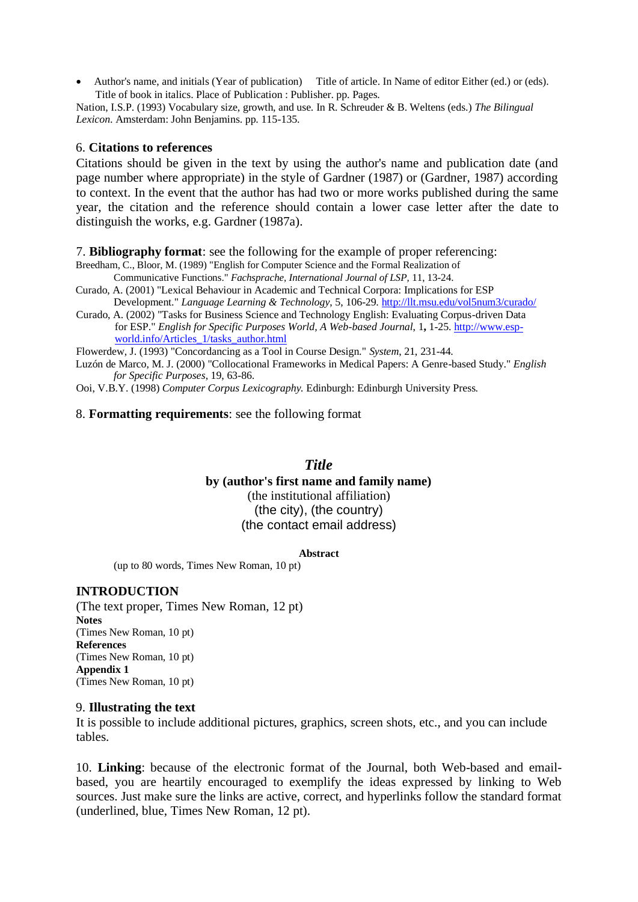- Author's name, and initials (Year of publication) Title of article. In Name of editor Either (ed.) or (eds). Title of book in italics. Place of Publication : Publisher. pp. Pages.

Nation, I.S.P. (1993) Vocabulary size, growth, and use. In R. Schreuder & B. Weltens (eds.) *The Bilingual Lexicon.* Amsterdam: John Benjamins. pp. 115-135.

6. **Citations to references**

Citations should be given in the text by using the author's name and publication date (and page number where appropriate) in the style of Gardner (1987) or (Gardner, 1987) according to context. In the event that the author has had two or more works published during the same year, the citation and the reference should contain a lower case letter after the date to distinguish the works, e.g. Gardner (1987a).

7. **Bibliography format**: see the following for the example of proper referencing:

Breedham, C., Bloor, M. (1989) "English for Computer Science and the Formal Realization of Communicative Functions." *Fachsprache, International Journal of LSP,* 11, 13-24.

Curado, A. (2001) "Lexical Behaviour in Academic and Technical Corpora: Implications for ESP Development." *Language Learning & Technology*, 5, 106-29. http://llt.msu.edu/vol5num3/curado/

Curado, A. (2002) "Tasks for Business Science and Technology English: Evaluating Corpus-driven Data for ESP." *English for Specific Purposes World, A Web-based Journal*, 1**,** 1-25. http://www.esp-world.info/Articles_1/tasks_author.html

Flowerdew, J. (1993) "Concordancing as a Tool in Course Design." *System*, 21, 231-44.

Luzón de Marco, M. J. (2000) "Collocational Frameworks in Medical Papers: A Genre-based Study." *English for Specific Purposes*, 19, 63-86.

Ooi, V.B.Y. (1998) *Computer Corpus Lexicography.* Edinburgh: Edinburgh University Press.

8. **Formatting requirements**: see the following format

***Title***

**by (author's first name and family name)**

(the institutional affiliation)

(the city), (the country)

(the contact email address)

**Abstract**

(up to 80 words, Times New Roman, 10 pt)

**INTRODUCTION**

(The text proper, Times New Roman, 12 pt)

**Notes**

(Times New Roman, 10 pt)

**References**

(Times New Roman, 10 pt)

**Appendix 1**

(Times New Roman, 10 pt)

9. **Illustrating the text**

It is possible to include additional pictures, graphics, screen shots, etc., and you can include tables.

10. **Linking**: because of the electronic format of the Journal, both Web-based and email-based, you are heartily encouraged to exemplify the ideas expressed by linking to Web sources. Just make sure the links are active, correct, and hyperlinks follow the standard format (underlined, blue, Times New Roman, 12 pt).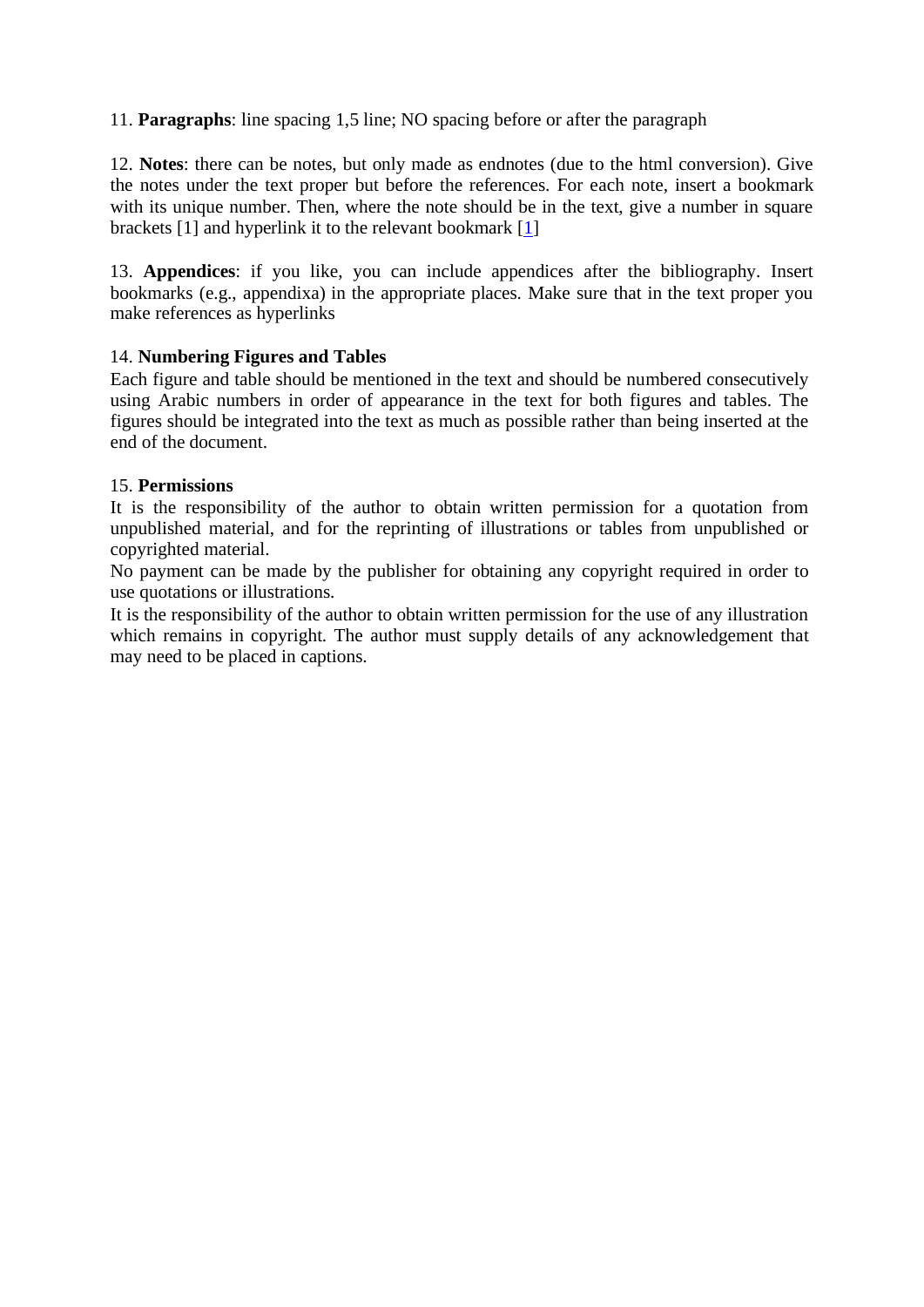11. **Paragraphs**: line spacing 1,5 line; NO spacing before or after the paragraph

12. **Notes**: there can be notes, but only made as endnotes (due to the html conversion). Give the notes under the text proper but before the references. For each note, insert a bookmark with its unique number. Then, where the note should be in the text, give a number in square brackets [1] and hyperlink it to the relevant bookmark [1]

13. **Appendices**: if you like, you can include appendices after the bibliography. Insert bookmarks (e.g., appendixa) in the appropriate places. Make sure that in the text proper you make references as hyperlinks

14. **Numbering Figures and Tables**
Each figure and table should be mentioned in the text and should be numbered consecutively using Arabic numbers in order of appearance in the text for both figures and tables. The figures should be integrated into the text as much as possible rather than being inserted at the end of the document.

15. **Permissions**
It is the responsibility of the author to obtain written permission for a quotation from unpublished material, and for the reprinting of illustrations or tables from unpublished or copyrighted material.
No payment can be made by the publisher for obtaining any copyright required in order to use quotations or illustrations.
It is the responsibility of the author to obtain written permission for the use of any illustration which remains in copyright. The author must supply details of any acknowledgement that may need to be placed in captions.